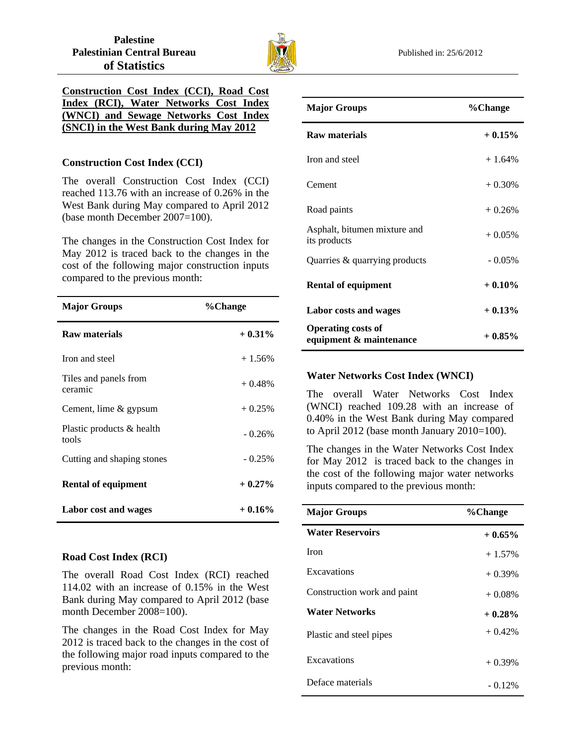**Palestine**
**Palestinian Central Bureau of Statistics**

Published in: 25/6/2012

## Construction Cost Index (CCI), Road Cost Index (RCI), Water Networks Cost Index (WNCI) and Sewage Networks Cost Index (SNCI) in the West Bank during May 2012

### Construction Cost Index (CCI)

The overall Construction Cost Index (CCI) reached 113.76 with an increase of 0.26% in the West Bank during May compared to April 2012 (base month December 2007=100).

The changes in the Construction Cost Index for May 2012 is traced back to the changes in the cost of the following major construction inputs compared to the previous month:

| Major Groups | %Change |
|---|---|
| **Raw materials** | **+ 0.31%** |
| Iron and steel | + 1.56% |
| Tiles and panels from ceramic | + 0.48% |
| Cement, lime & gypsum | + 0.25% |
| Plastic products & health tools | - 0.26% |
| Cutting and shaping stones | - 0.25% |
| **Rental of equipment** | **+ 0.27%** |
| **Labor cost and wages** | **+ 0.16%** |

### Road Cost Index (RCI)

The overall Road Cost Index (RCI) reached 114.02 with an increase of 0.15% in the West Bank during May compared to April 2012 (base month December 2008=100).

The changes in the Road Cost Index for May 2012 is traced back to the changes in the cost of the following major road inputs compared to the previous month:

| Major Groups | %Change |
|---|---|
| **Raw materials** | **+ 0.15%** |
| Iron and steel | + 1.64% |
| Cement | + 0.30% |
| Road paints | + 0.26% |
| Asphalt, bitumen mixture and its products | + 0.05% |
| Quarries & quarrying products | - 0.05% |
| **Rental of equipment** | **+ 0.10%** |
| **Labor costs and wages** | **+ 0.13%** |
| **Operating costs of equipment & maintenance** | **+ 0.85%** |

### Water Networks Cost Index (WNCI)

The overall Water Networks Cost Index (WNCI) reached 109.28 with an increase of 0.40% in the West Bank during May compared to April 2012 (base month January 2010=100).

The changes in the Water Networks Cost Index for May 2012 is traced back to the changes in the cost of the following major water networks inputs compared to the previous month:

| Major Groups | %Change |
|---|---|
| **Water Reservoirs** | **+ 0.65%** |
| Iron | + 1.57% |
| Excavations | + 0.39% |
| Construction work and paint | + 0.08% |
| **Water Networks** | **+ 0.28%** |
| Plastic and steel pipes | + 0.42% |
| Excavations | + 0.39% |
| Deface materials | - 0.12% |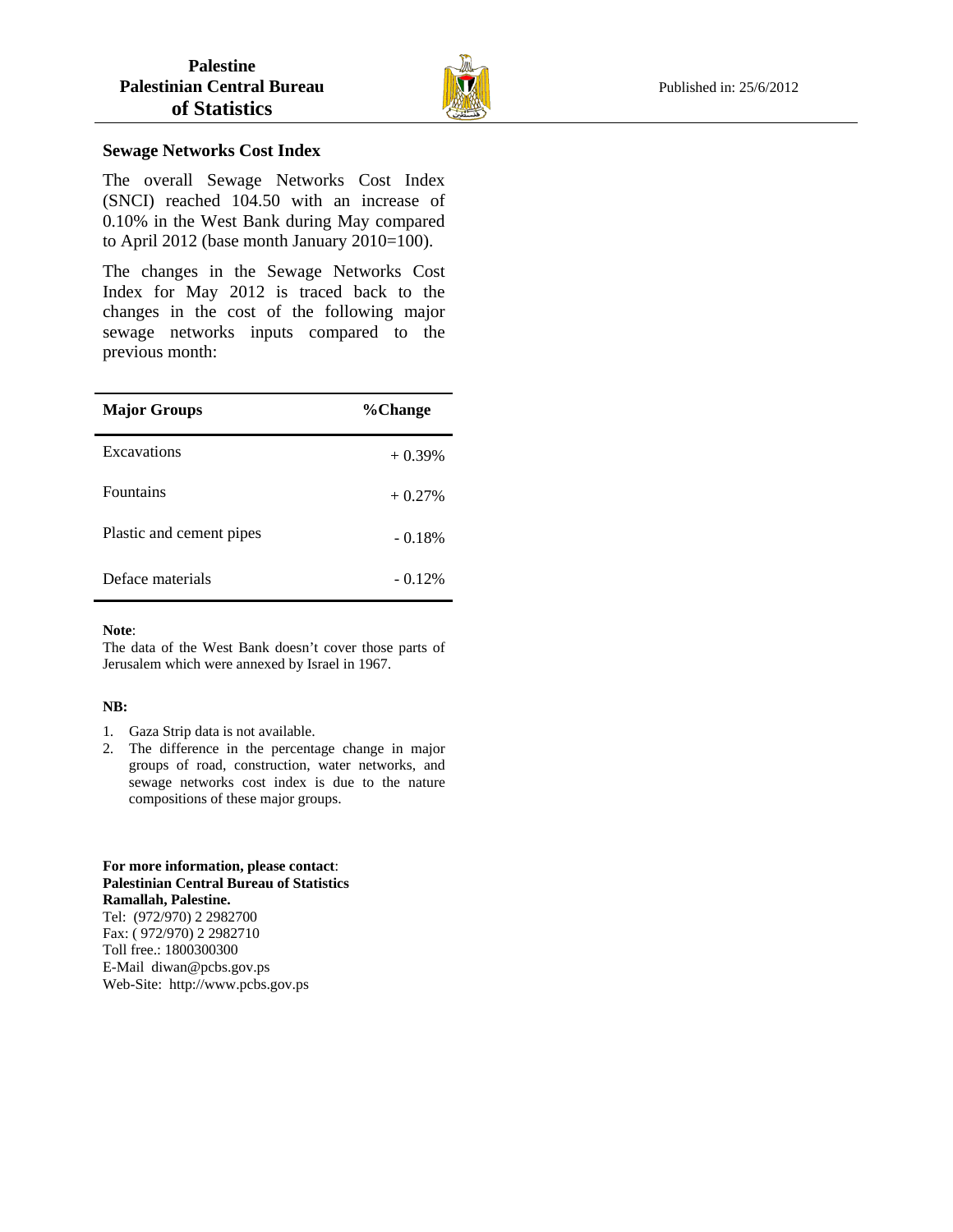**Palestine**
**Palestinian Central Bureau of Statistics**

Published in: 25/6/2012

## Sewage Networks Cost Index

The overall Sewage Networks Cost Index (SNCI) reached 104.50 with an increase of 0.10% in the West Bank during May compared to April 2012 (base month January 2010=100).

The changes in the Sewage Networks Cost Index for May 2012 is traced back to the changes in the cost of the following major sewage networks inputs compared to the previous month:

| Major Groups | %Change |
|---|---|
| Excavations | + 0.39% |
| Fountains | + 0.27% |
| Plastic and cement pipes | - 0.18% |
| Deface materials | - 0.12% |

**Note**:
The data of the West Bank doesn't cover those parts of Jerusalem which were annexed by Israel in 1967.

**NB:**

1. Gaza Strip data is not available.
2. The difference in the percentage change in major groups of road, construction, water networks, and sewage networks cost index is due to the nature compositions of these major groups.

**For more information, please contact**:
**Palestinian Central Bureau of Statistics**
**Ramallah, Palestine.**
Tel: (972/970) 2 2982700
Fax: ( 972/970) 2 2982710
Toll free.: 1800300300
E-Mail diwan@pcbs.gov.ps
Web-Site: http://www.pcbs.gov.ps